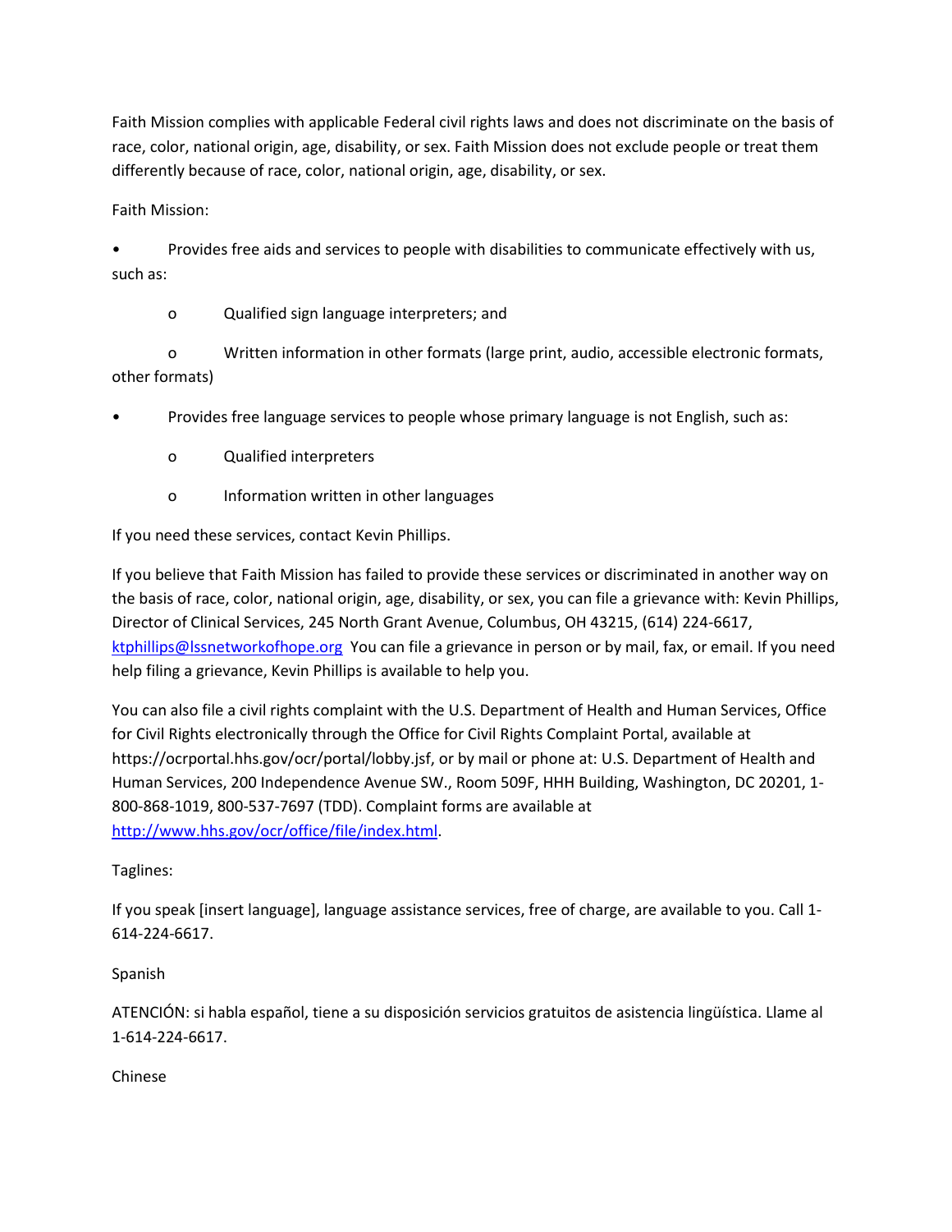Faith Mission complies with applicable Federal civil rights laws and does not discriminate on the basis of race, color, national origin, age, disability, or sex. Faith Mission does not exclude people or treat them differently because of race, color, national origin, age, disability, or sex.

Faith Mission:

- Provides free aids and services to people with disabilities to communicate effectively with us, such as:
  - Qualified sign language interpreters; and
  - Written information in other formats (large print, audio, accessible electronic formats, other formats)
- Provides free language services to people whose primary language is not English, such as:
  - Qualified interpreters
  - Information written in other languages

If you need these services, contact Kevin Phillips.

If you believe that Faith Mission has failed to provide these services or discriminated in another way on the basis of race, color, national origin, age, disability, or sex, you can file a grievance with: Kevin Phillips, Director of Clinical Services, 245 North Grant Avenue, Columbus, OH 43215, (614) 224-6617, ktphillips@lssnetworkofhope.org You can file a grievance in person or by mail, fax, or email. If you need help filing a grievance, Kevin Phillips is available to help you.

You can also file a civil rights complaint with the U.S. Department of Health and Human Services, Office for Civil Rights electronically through the Office for Civil Rights Complaint Portal, available at https://ocrportal.hhs.gov/ocr/portal/lobby.jsf, or by mail or phone at: U.S. Department of Health and Human Services, 200 Independence Avenue SW., Room 509F, HHH Building, Washington, DC 20201, 1-800-868-1019, 800-537-7697 (TDD). Complaint forms are available at http://www.hhs.gov/ocr/office/file/index.html.

Taglines:

If you speak [insert language], language assistance services, free of charge, are available to you. Call 1-614-224-6617.

Spanish

ATENCIÓN: si habla español, tiene a su disposición servicios gratuitos de asistencia lingüística. Llame al 1-614-224-6617.

Chinese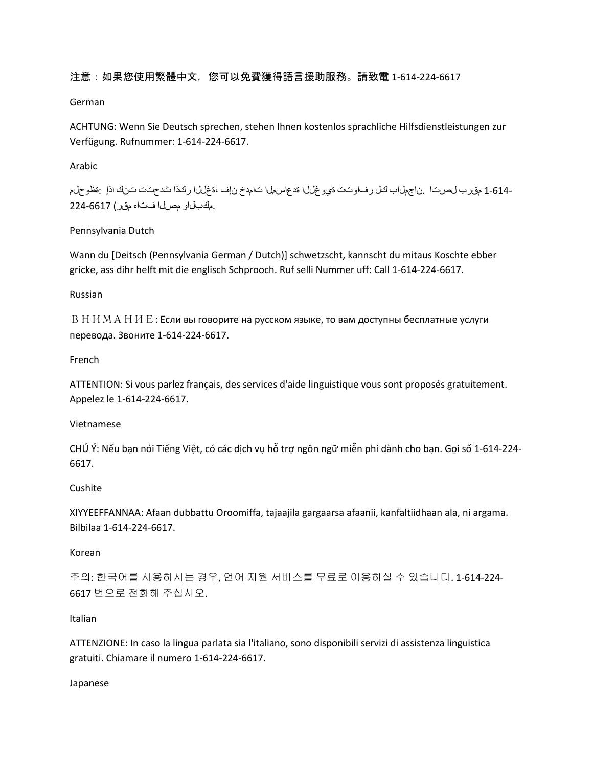注意：如果您使用繁體中文，您可以免費獲得語言援助服務。請致電 1-614-224-6617

German

ACHTUNG: Wenn Sie Deutsch sprechen, stehen Ihnen kostenlos sprachliche Hilfsdienstleistungen zur Verfügung. Rufnummer: 1-614-224-6617.

Arabic

ملحوظة: إذا كنت تتحدث اذكر اللغة، فإن خدمات المساعدة اللغوية تتوافر لك بالمجان. اتصل برقم 1-614-224-6617 (رقم هاتف الصم والبكم).

Pennsylvania Dutch

Wann du [Deitsch (Pennsylvania German / Dutch)] schwetzscht, kannscht du mitaus Koschte ebber gricke, ass dihr helft mit die englisch Schprooch. Ruf selli Nummer uff: Call 1-614-224-6617.

Russian

ВНИМАНИЕ: Если вы говорите на русском языке, то вам доступны бесплатные услуги перевода. Звоните 1-614-224-6617.

French

ATTENTION: Si vous parlez français, des services d'aide linguistique vous sont proposés gratuitement. Appelez le 1-614-224-6617.

Vietnamese

CHÚ Ý: Nếu bạn nói Tiếng Việt, có các dịch vụ hỗ trợ ngôn ngữ miễn phí dành cho bạn. Gọi số 1-614-224-6617.

Cushite

XIYYEEFFANNAA: Afaan dubbattu Oroomiffa, tajaajila gargaarsa afaanii, kanfaltiidhaan ala, ni argama. Bilbilaa 1-614-224-6617.

Korean

주의: 한국어를 사용하시는 경우, 언어 지원 서비스를 무료로 이용하실 수 있습니다. 1-614-224-6617 번으로 전화해 주십시오.

Italian

ATTENZIONE: In caso la lingua parlata sia l'italiano, sono disponibili servizi di assistenza linguistica gratuiti. Chiamare il numero 1-614-224-6617.

Japanese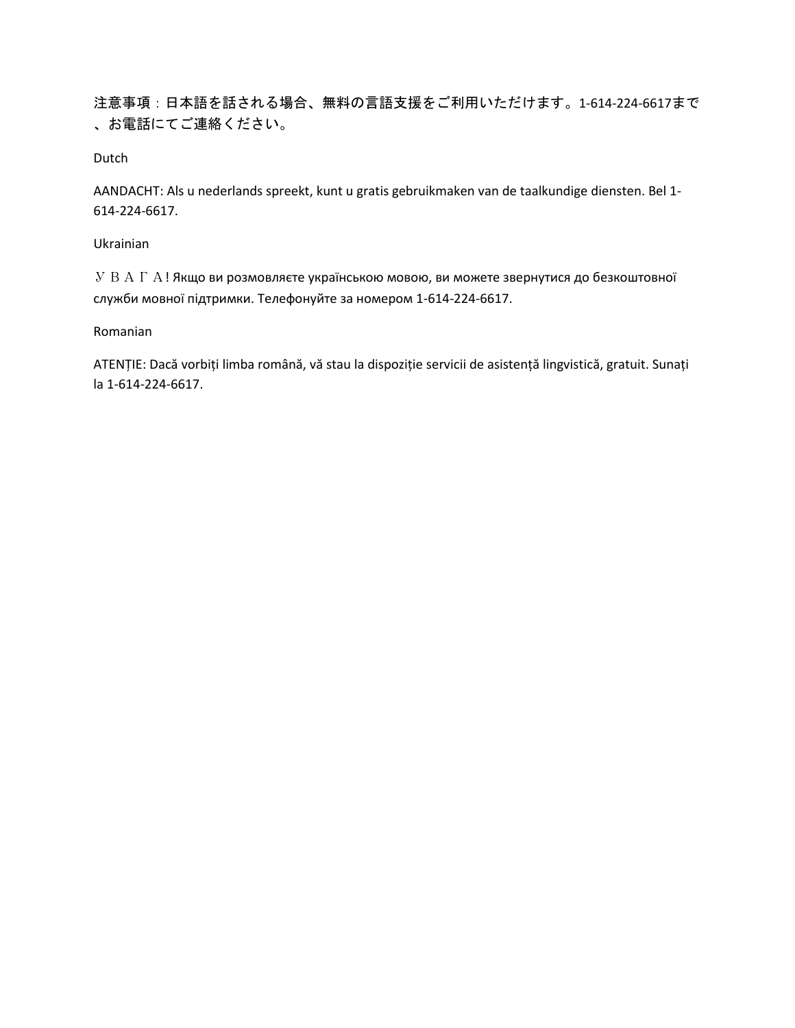注意事項：日本語を話される場合、無料の言語支援をご利用いただけます。1-614-224-6617まで、お電話にてご連絡ください。

Dutch

AANDACHT: Als u nederlands spreekt, kunt u gratis gebruikmaken van de taalkundige diensten. Bel 1-614-224-6617.

Ukrainian

УВАГА! Якщо ви розмовляєте українською мовою, ви можете звернутися до безкоштовної служби мовної підтримки. Телефонуйте за номером 1-614-224-6617.

Romanian

ATENȚIE: Dacă vorbiți limba română, vă stau la dispoziție servicii de asistență lingvistică, gratuit. Sunați la 1-614-224-6617.